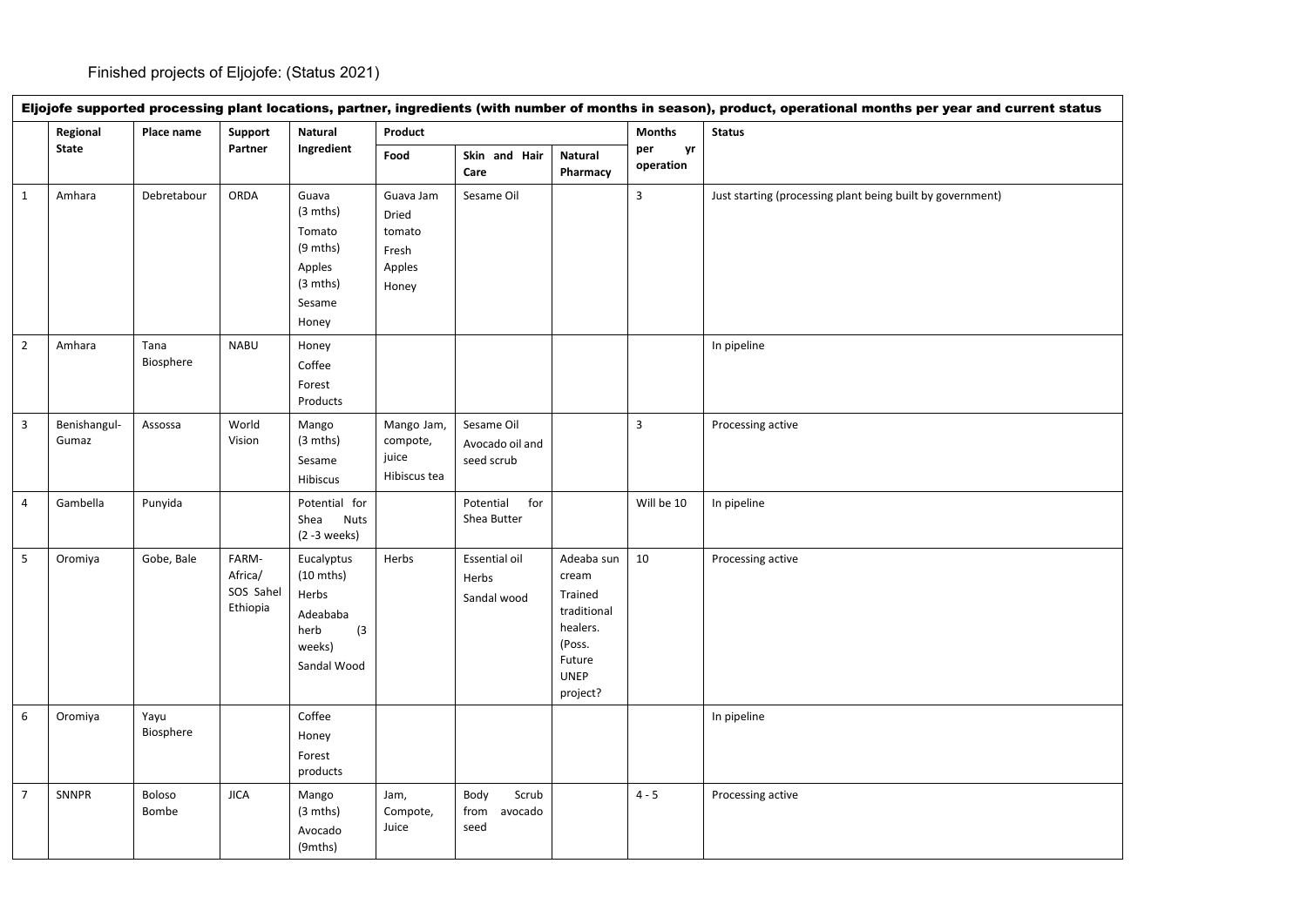Finished projects of Eljojofe: (Status 2021)

| Eljojofe supported processing plant locations, partner, ingredients (with number of months in season), product, operational months per year and current status | | | | | | | | | |
|---|---|---|---|---|---|---|---|---|---|
| | Regional State | Place name | Support Partner | Natural Ingredient | Product | | | Months per yr operation | Status |
| | | | | | Food | Skin and Hair Care | Natural Pharmacy | | |
| 1 | Amhara | Debretabour | ORDA | Guava (3 mths) Tomato (9 mths) Apples (3 mths) Sesame Honey | Guava Jam Dried tomato Fresh Apples Honey | Sesame Oil | | 3 | Just starting (processing plant being built by government) |
| 2 | Amhara | Tana Biosphere | NABU | Honey Coffee Forest Products | | | | | In pipeline |
| 3 | Benishangul-Gumaz | Assossa | World Vision | Mango (3 mths) Sesame Hibiscus | Mango Jam, compote, juice Hibiscus tea | Sesame Oil Avocado oil and seed scrub | | 3 | Processing active |
| 4 | Gambella | Punyida | | Potential for Shea Nuts (2 -3 weeks) | | Potential for Shea Butter | | Will be 10 | In pipeline |
| 5 | Oromiya | Gobe, Bale | FARM-Africa/ SOS Sahel Ethiopia | Eucalyptus (10 mths) Herbs Adeababa herb (3 weeks) Sandal Wood | Herbs | Essential oil Herbs Sandal wood | Adeaba sun cream Trained traditional healers. (Poss. Future UNEP project? | 10 | Processing active |
| 6 | Oromiya | Yayu Biosphere | | Coffee Honey Forest products | | | | | In pipeline |
| 7 | SNNPR | Boloso Bombe | JICA | Mango (3 mths) Avocado (9mths) | Jam, Compote, Juice | Body Scrub from avocado seed | | 4 - 5 | Processing active |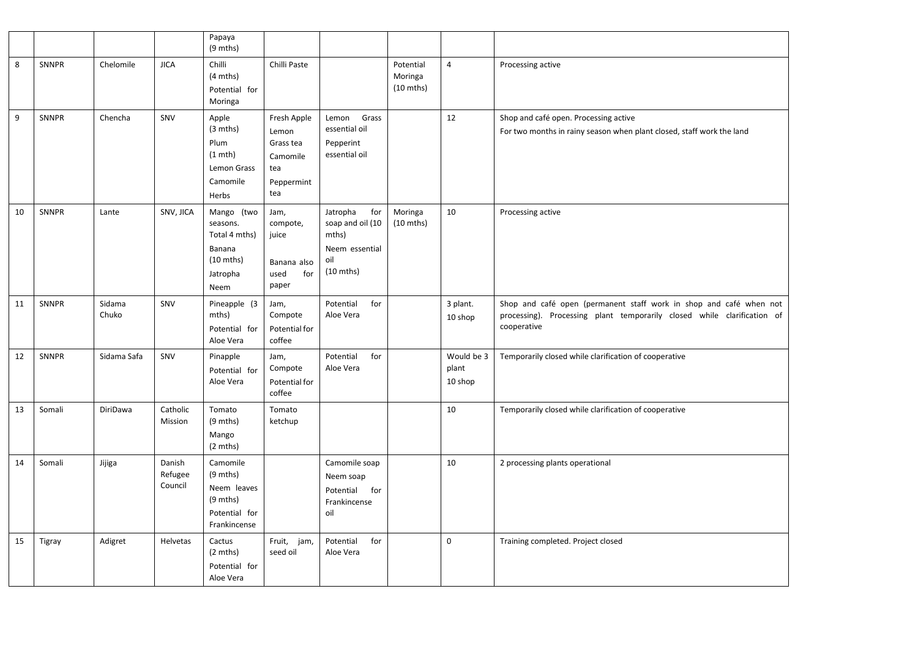| | | | | | | | | | |
|---|---|---|---|---|---|---|---|---|---|
| | | | | Papaya (9 mths) | | | | | |
| 8 | SNNPR | Chelomile | JICA | Chilli (4 mths) Potential for Moringa | Chilli Paste | | Potential Moringa (10 mths) | 4 | Processing active |
| 9 | SNNPR | Chencha | SNV | Apple (3 mths) Plum (1 mth) Lemon Grass Camomile Herbs | Fresh Apple Lemon Grass tea Camomile tea Peppermint tea | Lemon Grass essential oil Pepperint essential oil | | 12 | Shop and café open. Processing active For two months in rainy season when plant closed, staff work the land |
| 10 | SNNPR | Lante | SNV, JICA | Mango (two seasons. Total 4 mths) Banana (10 mths) Jatropha Neem | Jam, compote, juice Banana also used for paper | Jatropha for soap and oil (10 mths) Neem essential oil (10 mths) | Moringa (10 mths) | 10 | Processing active |
| 11 | SNNPR | Sidama Chuko | SNV | Pineapple (3 mths) Potential for Aloe Vera | Jam, Compote Potential for coffee | Potential for Aloe Vera | | 3 plant. 10 shop | Shop and café open (permanent staff work in shop and café when not processing). Processing plant temporarily closed while clarification of cooperative |
| 12 | SNNPR | Sidama Safa | SNV | Pinapple Potential for Aloe Vera | Jam, Compote Potential for coffee | Potential for Aloe Vera | | Would be 3 plant 10 shop | Temporarily closed while clarification of cooperative |
| 13 | Somali | DiriDawa | Catholic Mission | Tomato (9 mths) Mango (2 mths) | Tomato ketchup | | | 10 | Temporarily closed while clarification of cooperative |
| 14 | Somali | Jijiga | Danish Refugee Council | Camomile (9 mths) Neem leaves (9 mths) Potential for Frankincense | | Camomile soap Neem soap Potential for Frankincense oil | | 10 | 2 processing plants operational |
| 15 | Tigray | Adigret | Helvetas | Cactus (2 mths) Potential for Aloe Vera | Fruit, jam, seed oil | Potential for Aloe Vera | | 0 | Training completed. Project closed |